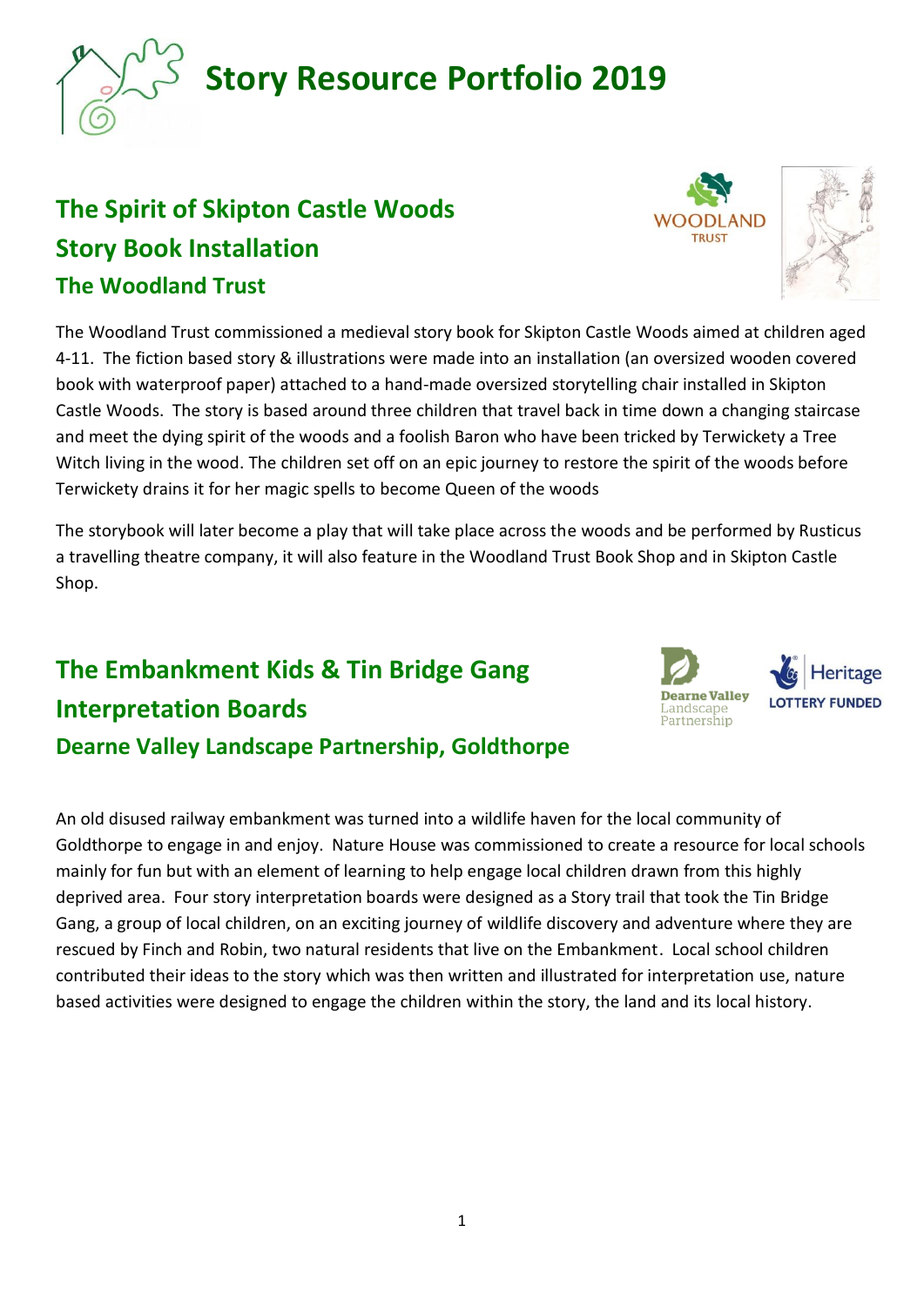# Story Resource Portfolio 2019

## The Spirit of Skipton Castle Woods
## Story Book Installation
### The Woodland Trust

The Woodland Trust commissioned a medieval story book for Skipton Castle Woods aimed at children aged 4-11. The fiction based story & illustrations were made into an installation (an oversized wooden covered book with waterproof paper) attached to a hand-made oversized storytelling chair installed in Skipton Castle Woods. The story is based around three children that travel back in time down a changing staircase and meet the dying spirit of the woods and a foolish Baron who have been tricked by Terwickety a Tree Witch living in the wood. The children set off on an epic journey to restore the spirit of the woods before Terwickety drains it for her magic spells to become Queen of the woods

The storybook will later become a play that will take place across the woods and be performed by Rusticus a travelling theatre company, it will also feature in the Woodland Trust Book Shop and in Skipton Castle Shop.

## The Embankment Kids & Tin Bridge Gang
## Interpretation Boards
### Dearne Valley Landscape Partnership, Goldthorpe

An old disused railway embankment was turned into a wildlife haven for the local community of Goldthorpe to engage in and enjoy. Nature House was commissioned to create a resource for local schools mainly for fun but with an element of learning to help engage local children drawn from this highly deprived area. Four story interpretation boards were designed as a Story trail that took the Tin Bridge Gang, a group of local children, on an exciting journey of wildlife discovery and adventure where they are rescued by Finch and Robin, two natural residents that live on the Embankment. Local school children contributed their ideas to the story which was then written and illustrated for interpretation use, nature based activities were designed to engage the children within the story, the land and its local history.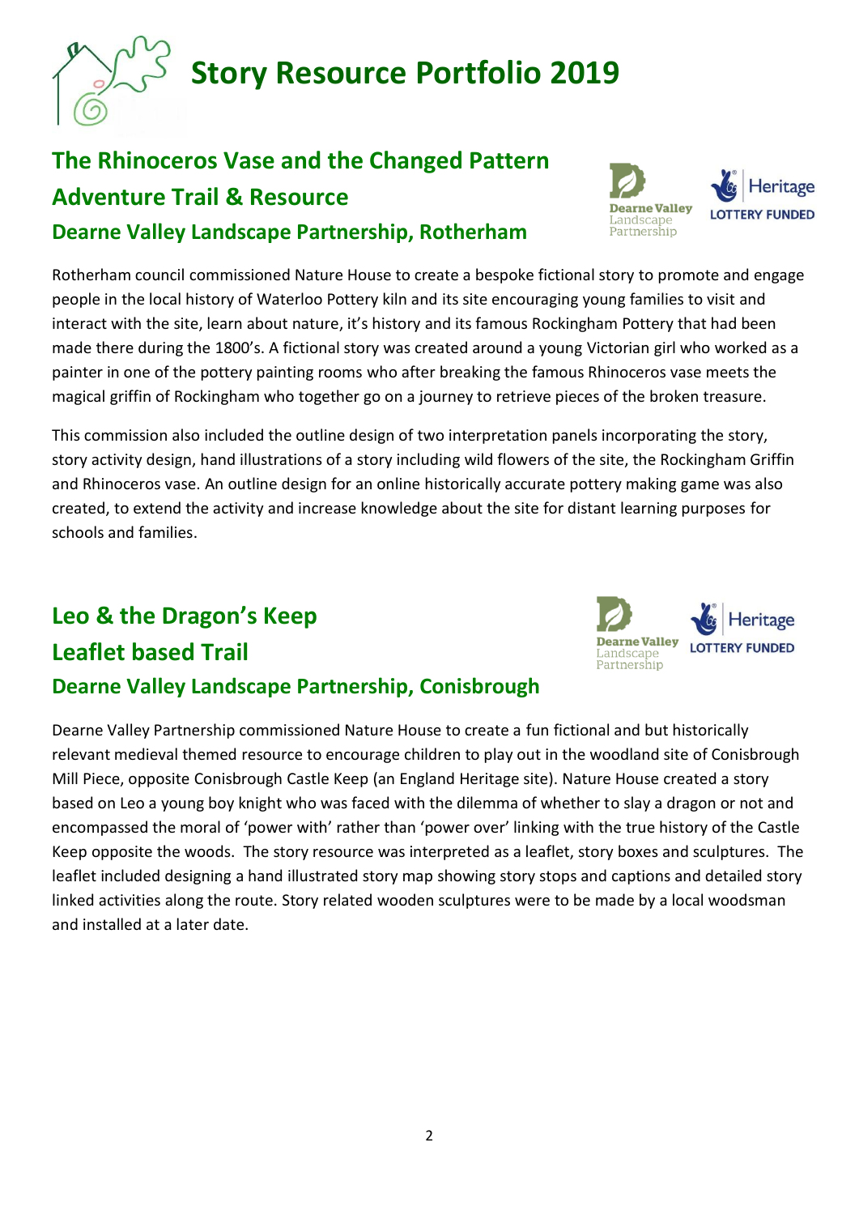# Story Resource Portfolio 2019

## The Rhinoceros Vase and the Changed Pattern Adventure Trail & Resource

### Dearne Valley Landscape Partnership, Rotherham

Rotherham council commissioned Nature House to create a bespoke fictional story to promote and engage people in the local history of Waterloo Pottery kiln and its site encouraging young families to visit and interact with the site, learn about nature, it's history and its famous Rockingham Pottery that had been made there during the 1800's. A fictional story was created around a young Victorian girl who worked as a painter in one of the pottery painting rooms who after breaking the famous Rhinoceros vase meets the magical griffin of Rockingham who together go on a journey to retrieve pieces of the broken treasure.

This commission also included the outline design of two interpretation panels incorporating the story, story activity design, hand illustrations of a story including wild flowers of the site, the Rockingham Griffin and Rhinoceros vase. An outline design for an online historically accurate pottery making game was also created, to extend the activity and increase knowledge about the site for distant learning purposes for schools and families.

## Leo & the Dragon's Keep Leaflet based Trail

### Dearne Valley Landscape Partnership, Conisbrough

Dearne Valley Partnership commissioned Nature House to create a fun fictional and but historically relevant medieval themed resource to encourage children to play out in the woodland site of Conisbrough Mill Piece, opposite Conisbrough Castle Keep (an England Heritage site). Nature House created a story based on Leo a young boy knight who was faced with the dilemma of whether to slay a dragon or not and encompassed the moral of 'power with' rather than 'power over' linking with the true history of the Castle Keep opposite the woods. The story resource was interpreted as a leaflet, story boxes and sculptures. The leaflet included designing a hand illustrated story map showing story stops and captions and detailed story linked activities along the route. Story related wooden sculptures were to be made by a local woodsman and installed at a later date.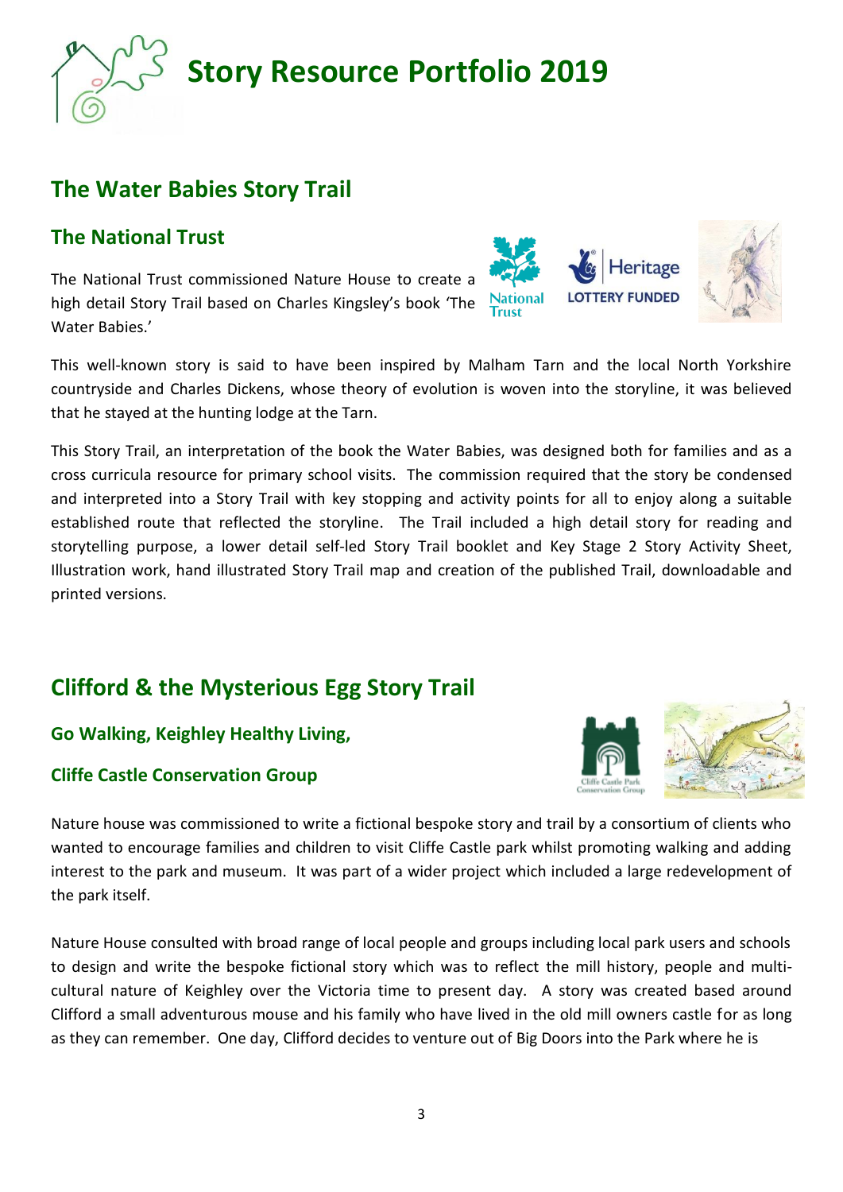# Story Resource Portfolio 2019

## The Water Babies Story Trail

### The National Trust

The National Trust commissioned Nature House to create a high detail Story Trail based on Charles Kingsley's book 'The Water Babies.'

This well-known story is said to have been inspired by Malham Tarn and the local North Yorkshire countryside and Charles Dickens, whose theory of evolution is woven into the storyline, it was believed that he stayed at the hunting lodge at the Tarn.

This Story Trail, an interpretation of the book the Water Babies, was designed both for families and as a cross curricula resource for primary school visits. The commission required that the story be condensed and interpreted into a Story Trail with key stopping and activity points for all to enjoy along a suitable established route that reflected the storyline. The Trail included a high detail story for reading and storytelling purpose, a lower detail self-led Story Trail booklet and Key Stage 2 Story Activity Sheet, Illustration work, hand illustrated Story Trail map and creation of the published Trail, downloadable and printed versions.

## Clifford & the Mysterious Egg Story Trail

### Go Walking, Keighley Healthy Living,

### Cliffe Castle Conservation Group

Nature house was commissioned to write a fictional bespoke story and trail by a consortium of clients who wanted to encourage families and children to visit Cliffe Castle park whilst promoting walking and adding interest to the park and museum. It was part of a wider project which included a large redevelopment of the park itself.

Nature House consulted with broad range of local people and groups including local park users and schools to design and write the bespoke fictional story which was to reflect the mill history, people and multi-cultural nature of Keighley over the Victoria time to present day. A story was created based around Clifford a small adventurous mouse and his family who have lived in the old mill owners castle for as long as they can remember. One day, Clifford decides to venture out of Big Doors into the Park where he is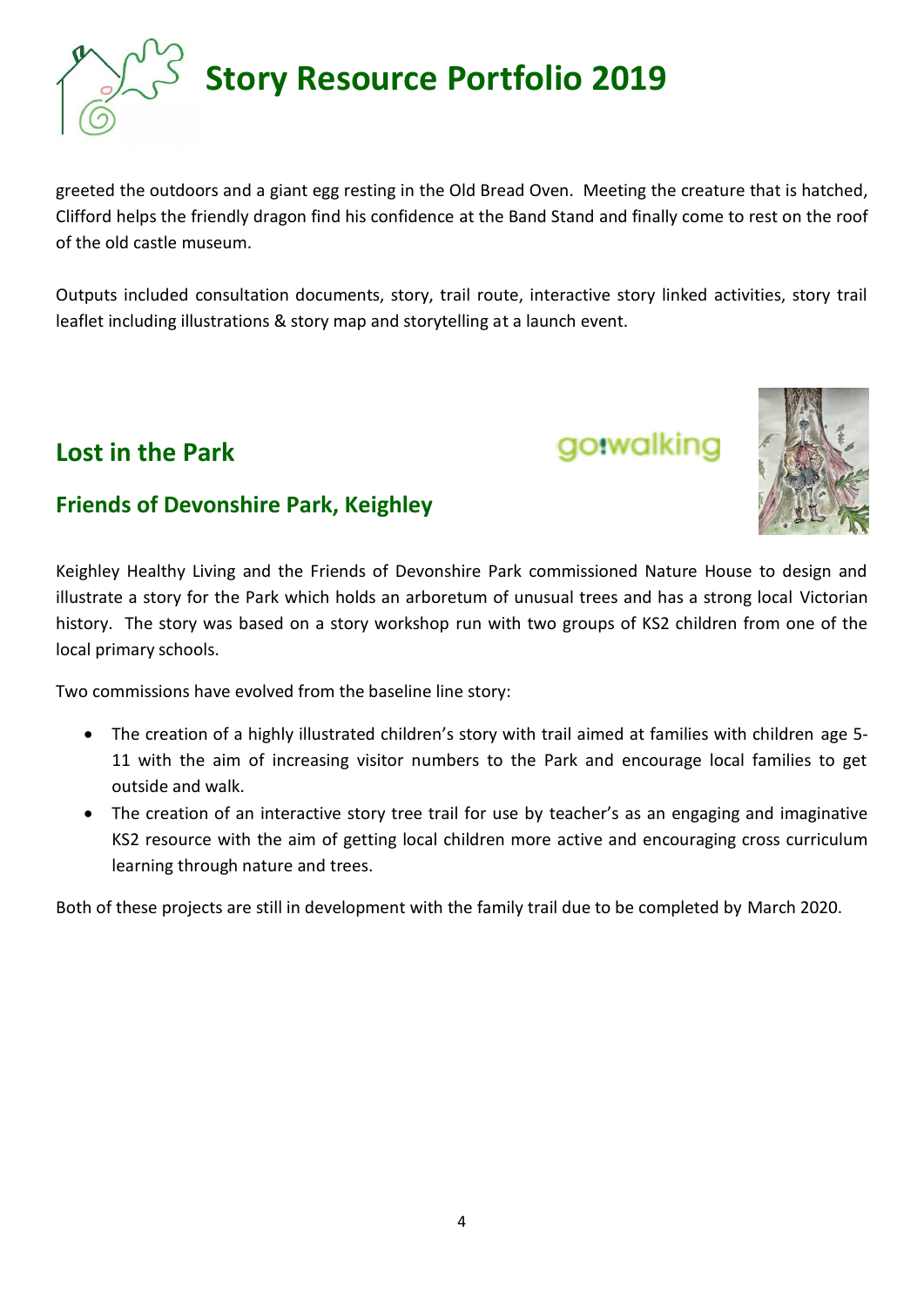greeted the outdoors and a giant egg resting in the Old Bread Oven. Meeting the creature that is hatched, Clifford helps the friendly dragon find his confidence at the Band Stand and finally come to rest on the roof of the old castle museum.

Outputs included consultation documents, story, trail route, interactive story linked activities, story trail leaflet including illustrations & story map and storytelling at a launch event.

## Lost in the Park

### Friends of Devonshire Park, Keighley

Keighley Healthy Living and the Friends of Devonshire Park commissioned Nature House to design and illustrate a story for the Park which holds an arboretum of unusual trees and has a strong local Victorian history. The story was based on a story workshop run with two groups of KS2 children from one of the local primary schools.

Two commissions have evolved from the baseline line story:

- The creation of a highly illustrated children's story with trail aimed at families with children age 5-11 with the aim of increasing visitor numbers to the Park and encourage local families to get outside and walk.
- The creation of an interactive story tree trail for use by teacher's as an engaging and imaginative KS2 resource with the aim of getting local children more active and encouraging cross curriculum learning through nature and trees.

Both of these projects are still in development with the family trail due to be completed by March 2020.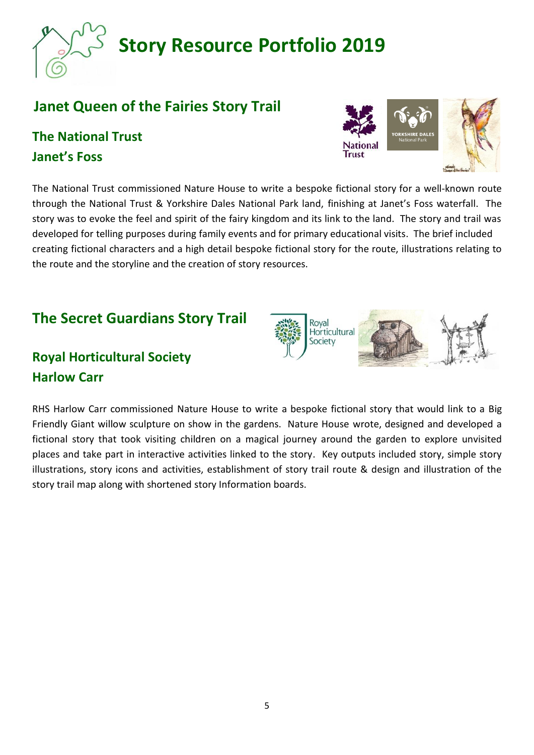# Story Resource Portfolio 2019

## Janet Queen of the Fairies Story Trail

### The National Trust
### Janet's Foss

The National Trust commissioned Nature House to write a bespoke fictional story for a well-known route through the National Trust & Yorkshire Dales National Park land, finishing at Janet's Foss waterfall. The story was to evoke the feel and spirit of the fairy kingdom and its link to the land. The story and trail was developed for telling purposes during family events and for primary educational visits. The brief included creating fictional characters and a high detail bespoke fictional story for the route, illustrations relating to the route and the storyline and the creation of story resources.

## The Secret Guardians Story Trail

### Royal Horticultural Society
### Harlow Carr

RHS Harlow Carr commissioned Nature House to write a bespoke fictional story that would link to a Big Friendly Giant willow sculpture on show in the gardens. Nature House wrote, designed and developed a fictional story that took visiting children on a magical journey around the garden to explore unvisited places and take part in interactive activities linked to the story. Key outputs included story, simple story illustrations, story icons and activities, establishment of story trail route & design and illustration of the story trail map along with shortened story Information boards.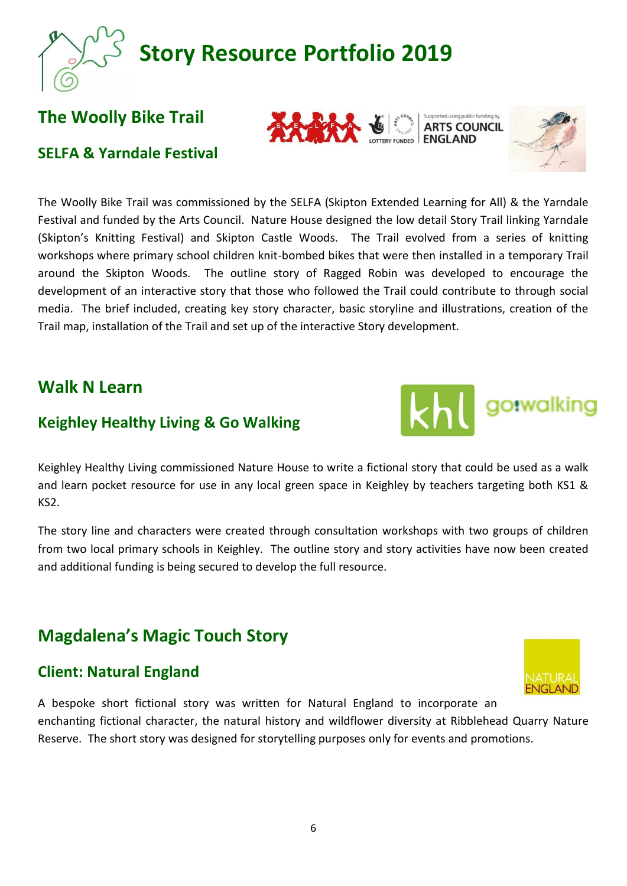# Story Resource Portfolio 2019

## The Woolly Bike Trail

### SELFA & Yarndale Festival

The Woolly Bike Trail was commissioned by the SELFA (Skipton Extended Learning for All) & the Yarndale Festival and funded by the Arts Council. Nature House designed the low detail Story Trail linking Yarndale (Skipton's Knitting Festival) and Skipton Castle Woods. The Trail evolved from a series of knitting workshops where primary school children knit-bombed bikes that were then installed in a temporary Trail around the Skipton Woods. The outline story of Ragged Robin was developed to encourage the development of an interactive story that those who followed the Trail could contribute to through social media. The brief included, creating key story character, basic storyline and illustrations, creation of the Trail map, installation of the Trail and set up of the interactive Story development.

## Walk N Learn

### Keighley Healthy Living & Go Walking

Keighley Healthy Living commissioned Nature House to write a fictional story that could be used as a walk and learn pocket resource for use in any local green space in Keighley by teachers targeting both KS1 & KS2.

The story line and characters were created through consultation workshops with two groups of children from two local primary schools in Keighley. The outline story and story activities have now been created and additional funding is being secured to develop the full resource.

## Magdalena's Magic Touch Story

### Client: Natural England

A bespoke short fictional story was written for Natural England to incorporate an enchanting fictional character, the natural history and wildflower diversity at Ribblehead Quarry Nature Reserve. The short story was designed for storytelling purposes only for events and promotions.